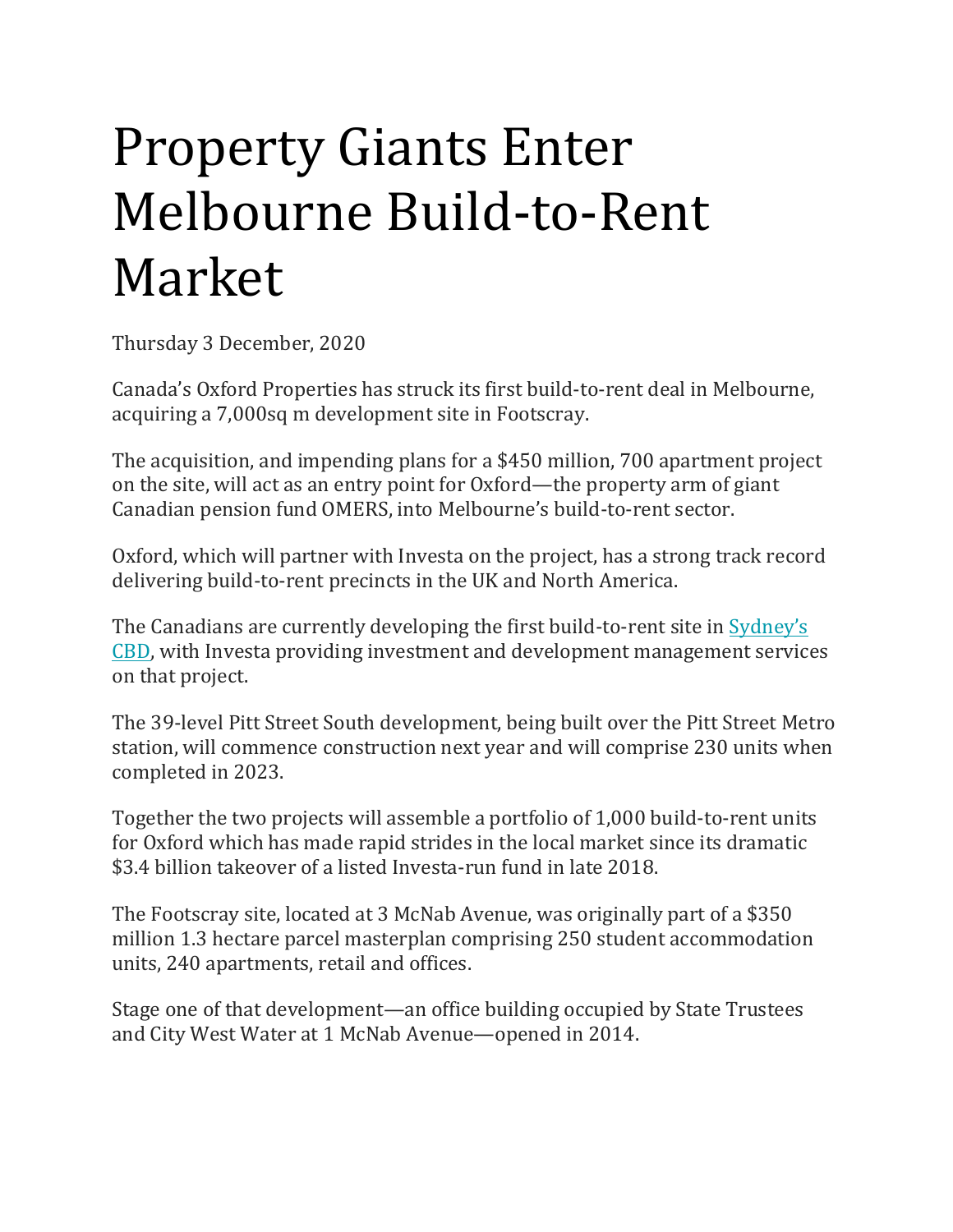# Property Giants Enter Melbourne Build-to-Rent Market

Thursday 3 December, 2020

Canada's Oxford Properties has struck its first build-to-rent deal in Melbourne, acquiring a 7,000sq m development site in Footscray.

The acquisition, and impending plans for a $450 million, 700 apartment project on the site, will act as an entry point for Oxford—the property arm of giant Canadian pension fund OMERS, into Melbourne's build-to-rent sector.

Oxford, which will partner with Investa on the project, has a strong track record delivering build-to-rent precincts in the UK and North America.

The Canadians are currently developing the first build-to-rent site in Sydney's CBD, with Investa providing investment and development management services on that project.

The 39-level Pitt Street South development, being built over the Pitt Street Metro station, will commence construction next year and will comprise 230 units when completed in 2023.

Together the two projects will assemble a portfolio of 1,000 build-to-rent units for Oxford which has made rapid strides in the local market since its dramatic $3.4 billion takeover of a listed Investa-run fund in late 2018.

The Footscray site, located at 3 McNab Avenue, was originally part of a $350 million 1.3 hectare parcel masterplan comprising 250 student accommodation units, 240 apartments, retail and offices.

Stage one of that development—an office building occupied by State Trustees and City West Water at 1 McNab Avenue—opened in 2014.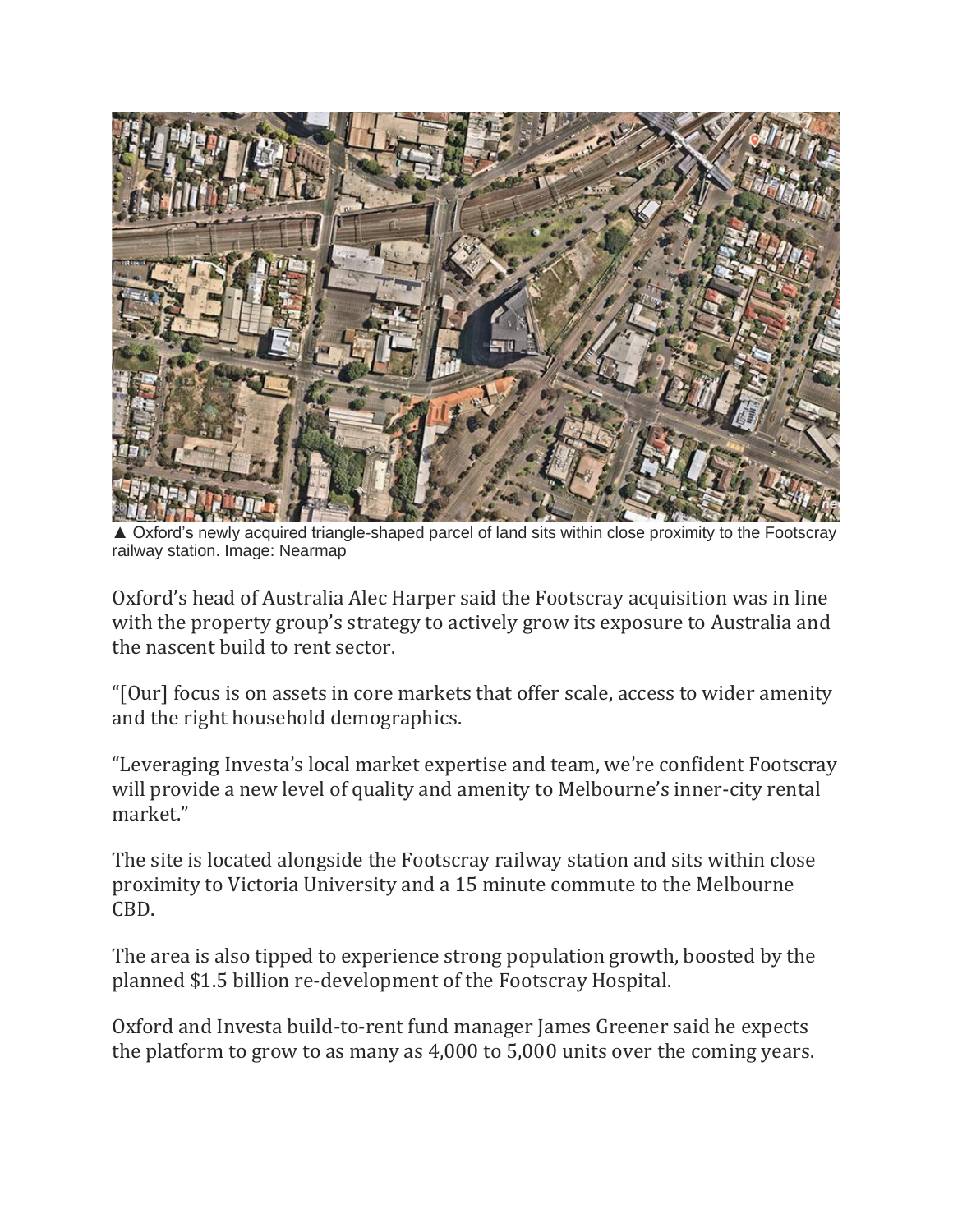▲ Oxford's newly acquired triangle-shaped parcel of land sits within close proximity to the Footscray railway station. Image: Nearmap

Oxford's head of Australia Alec Harper said the Footscray acquisition was in line with the property group's strategy to actively grow its exposure to Australia and the nascent build to rent sector.

"[Our] focus is on assets in core markets that offer scale, access to wider amenity and the right household demographics.

"Leveraging Investa's local market expertise and team, we're confident Footscray will provide a new level of quality and amenity to Melbourne's inner-city rental market."

The site is located alongside the Footscray railway station and sits within close proximity to Victoria University and a 15 minute commute to the Melbourne CBD.

The area is also tipped to experience strong population growth, boosted by the planned $1.5 billion re-development of the Footscray Hospital.

Oxford and Investa build-to-rent fund manager James Greener said he expects the platform to grow to as many as 4,000 to 5,000 units over the coming years.